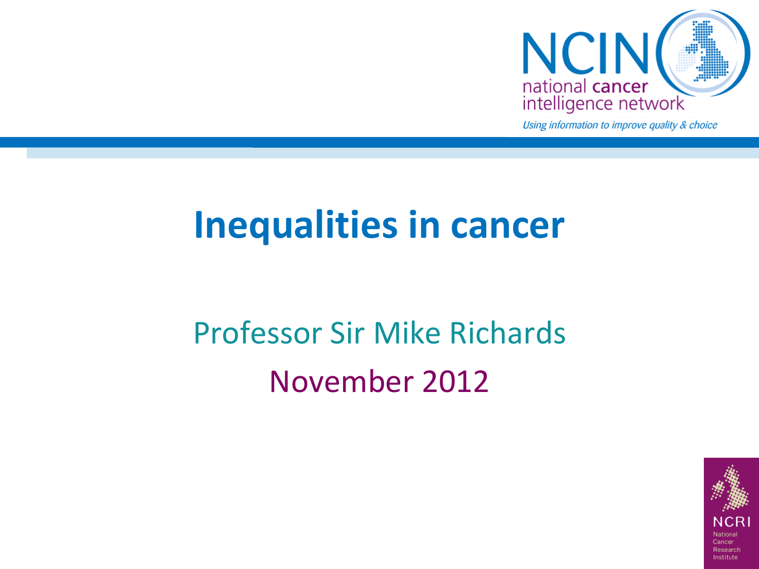NCIN national cancer intelligence network

*Using information to improve quality & choice*

# Inequalities in cancer

Professor Sir Mike Richards

November 2012

NCRI National Cancer Research Institute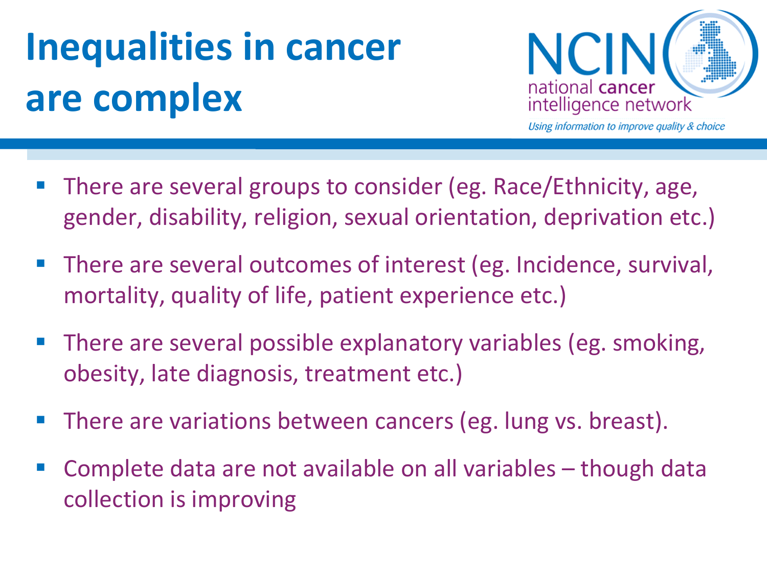# Inequalities in cancer are complex

NCIN national cancer intelligence network

*Using information to improve quality & choice*

- There are several groups to consider (eg. Race/Ethnicity, age, gender, disability, religion, sexual orientation, deprivation etc.)
- There are several outcomes of interest (eg. Incidence, survival, mortality, quality of life, patient experience etc.)
- There are several possible explanatory variables (eg. smoking, obesity, late diagnosis, treatment etc.)
- There are variations between cancers (eg. lung vs. breast).
- Complete data are not available on all variables – though data collection is improving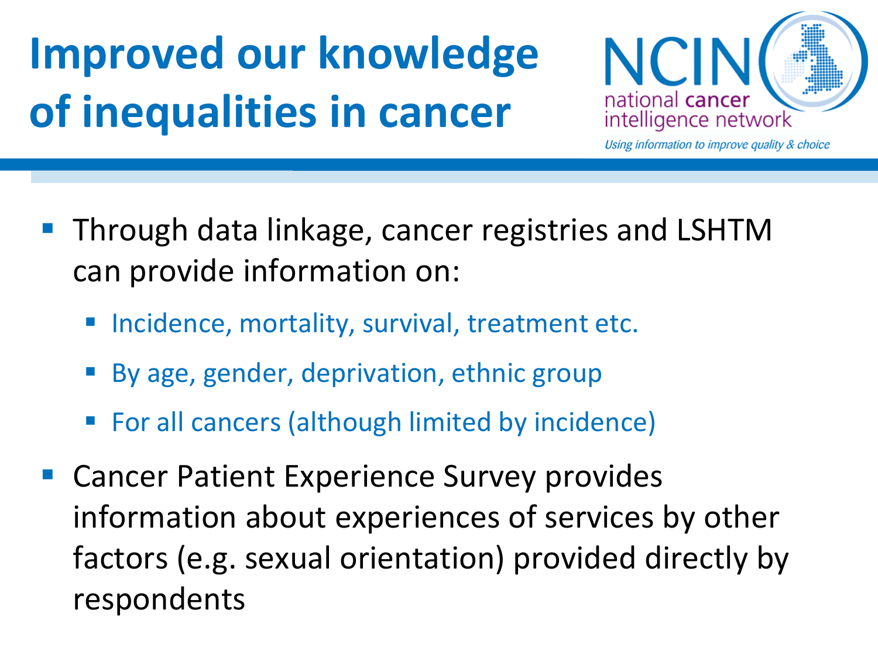# Improved our knowledge of inequalities in cancer

- Through data linkage, cancer registries and LSHTM can provide information on:
  - Incidence, mortality, survival, treatment etc.
  - By age, gender, deprivation, ethnic group
  - For all cancers (although limited by incidence)
- Cancer Patient Experience Survey provides information about experiences of services by other factors (e.g. sexual orientation) provided directly by respondents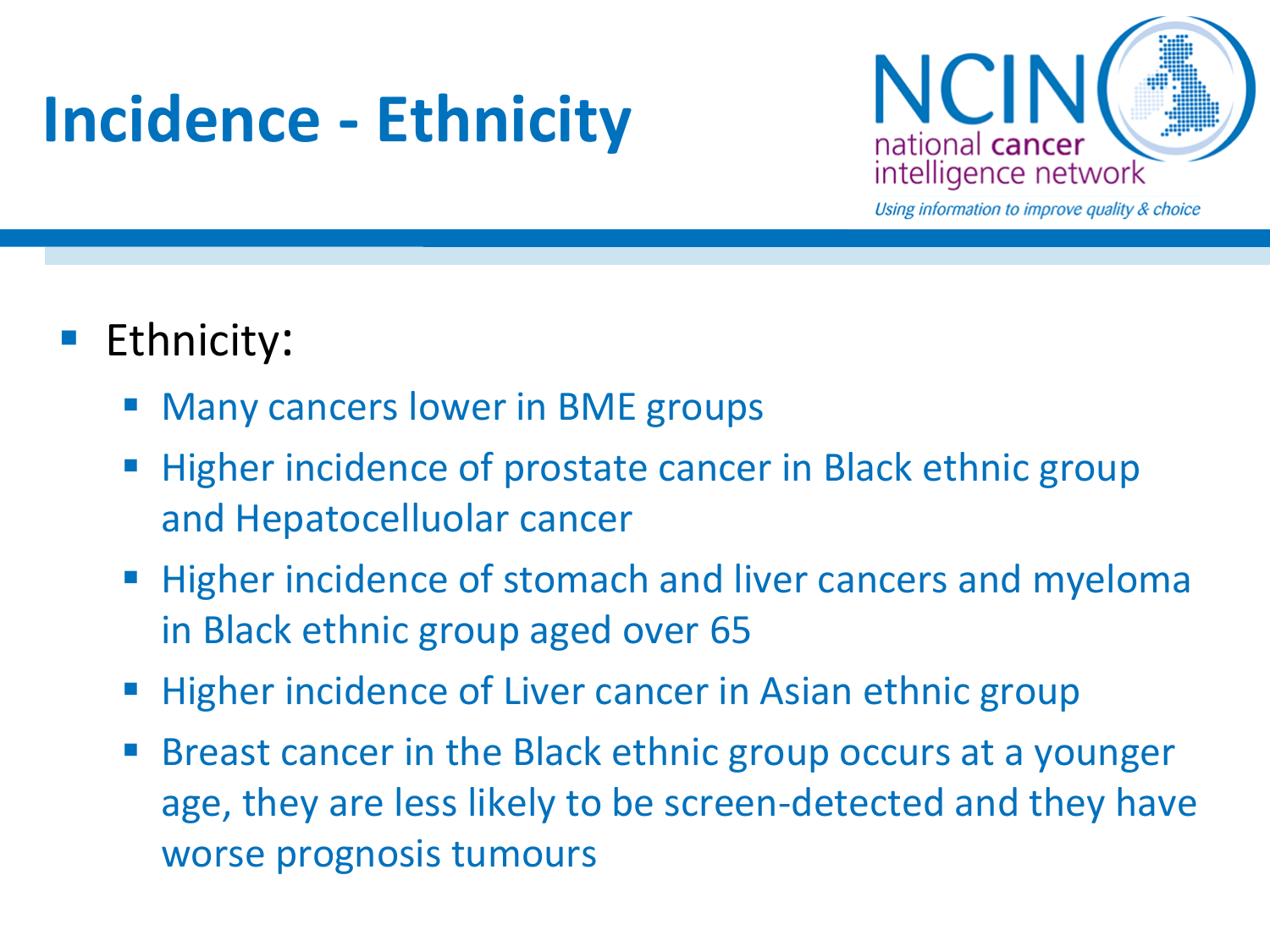# Incidence - Ethnicity

- Ethnicity:
  - Many cancers lower in BME groups
  - Higher incidence of prostate cancer in Black ethnic group and Hepatocelluolar cancer
  - Higher incidence of stomach and liver cancers and myeloma in Black ethnic group aged over 65
  - Higher incidence of Liver cancer in Asian ethnic group
  - Breast cancer in the Black ethnic group occurs at a younger age, they are less likely to be screen-detected and they have worse prognosis tumours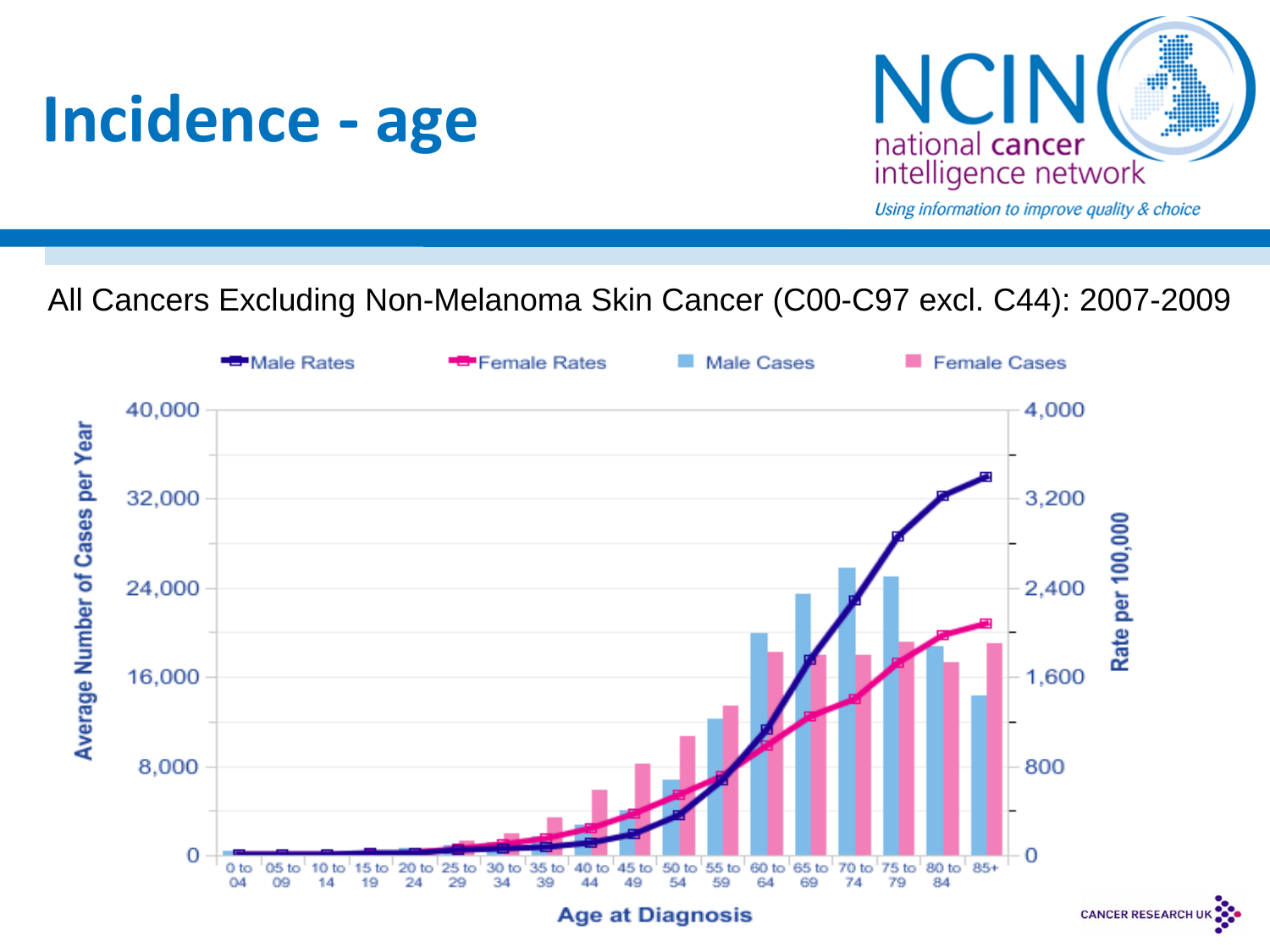# Incidence - age

All Cancers Excluding Non-Melanoma Skin Cancer (C00-C97 excl. C44): 2007-2009

Male Rates | Female Rates | Male Cases | Female Cases

Average Number of Cases per Year: 0, 8,000, 16,000, 24,000, 32,000, 40,000

Rate per 100,000: 0, 800, 1,600, 2,400, 3,200, 4,000

Age at Diagnosis: 0 to 04, 05 to 09, 10 to 14, 15 to 19, 20 to 24, 25 to 29, 30 to 34, 35 to 39, 40 to 44, 45 to 49, 50 to 54, 55 to 59, 60 to 64, 65 to 69, 70 to 74, 75 to 79, 80 to 84, 85+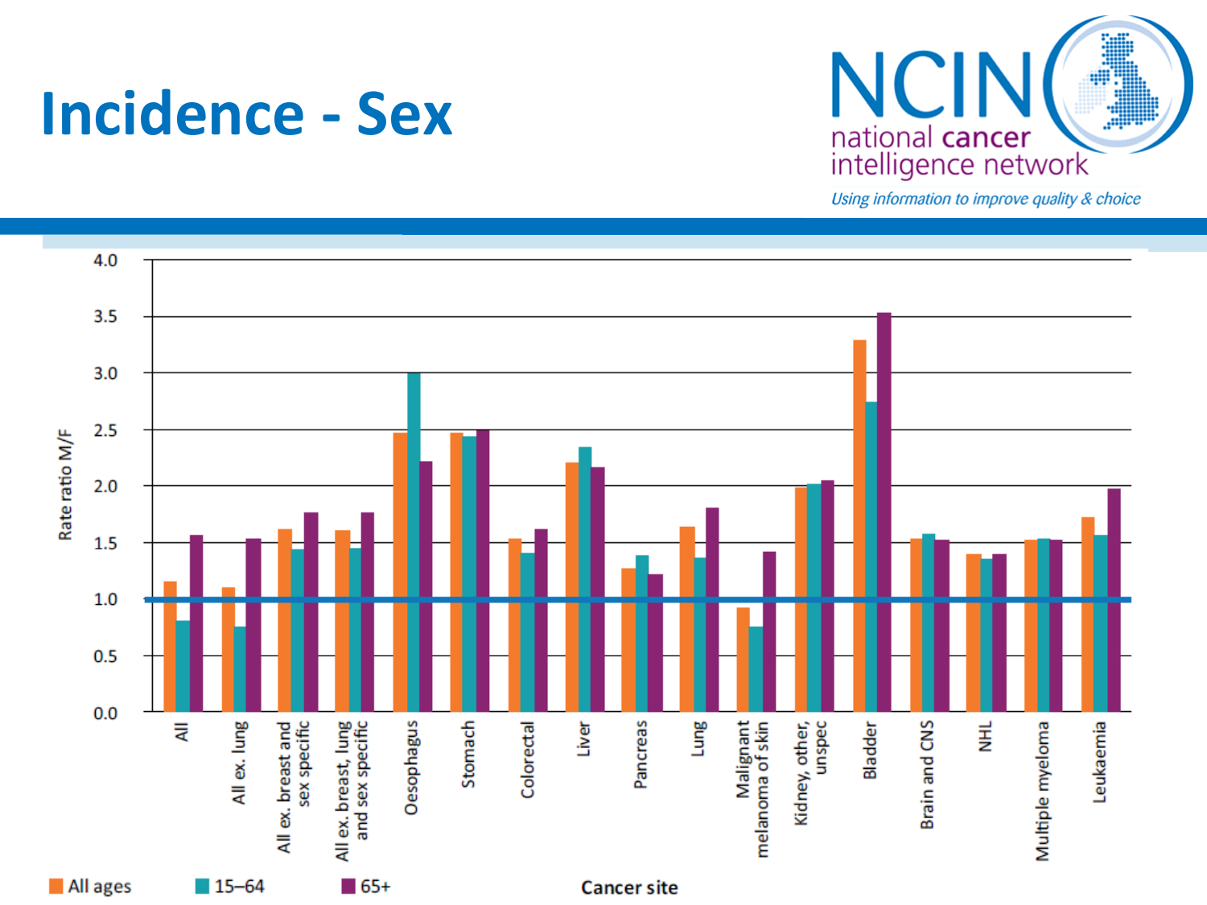# Incidence - Sex

NCIN national cancer intelligence network

*Using information to improve quality & choice*

Rate ratio M/F

4.0
3.5
3.0
2.5
2.0
1.5
1.0
0.5
0.0

All | All ex. lung | All ex. breast and sex specific | All ex. breast, lung and sex specific | Oesophagus | Stomach | Colorectal | Liver | Pancreas | Lung | Malignant melanoma of skin | Kidney, other, unspec | Bladder | Brain and CNS | NHL | Multiple myeloma | Leukaemia

Cancer site

All ages 15–64 65+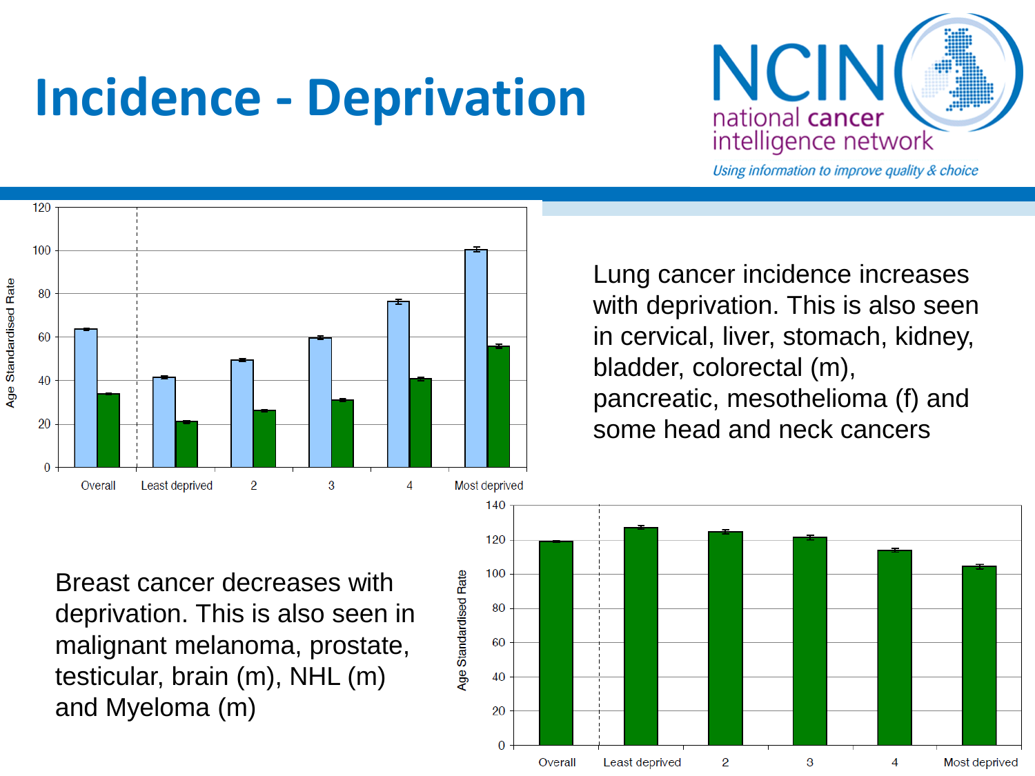# Incidence - Deprivation

NCIN national cancer intelligence network

*Using information to improve quality & choice*

Lung cancer incidence increases with deprivation. This is also seen in cervical, liver, stomach, kidney, bladder, colorectal (m), pancreatic, mesothelioma (f) and some head and neck cancers

Breast cancer decreases with deprivation. This is also seen in malignant melanoma, prostate, testicular, brain (m), NHL (m) and Myeloma (m)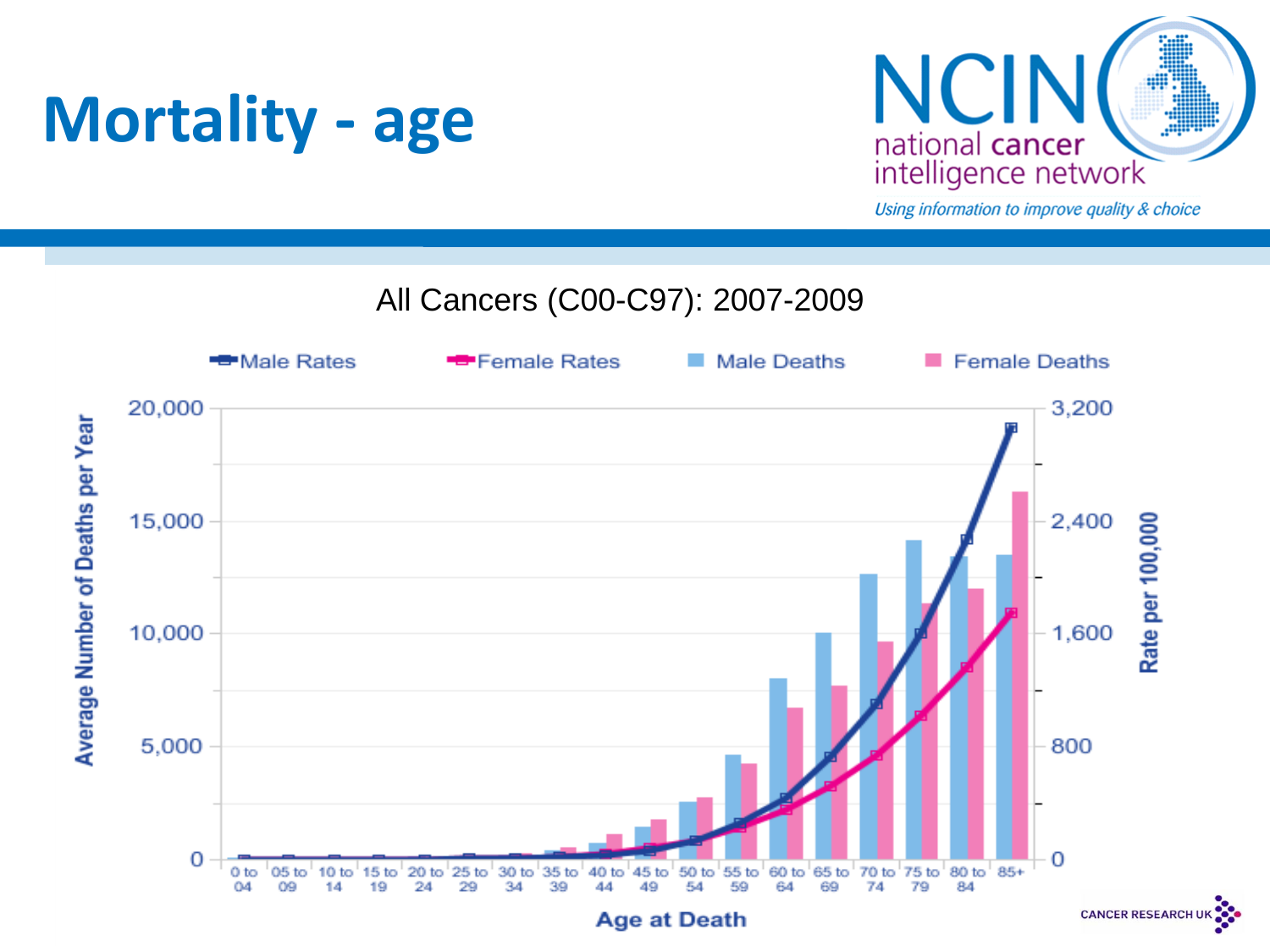# Mortality - age

NCIN national cancer intelligence network

*Using information to improve quality & choice*

All Cancers (C00-C97): 2007-2009

Male Rates | Female Rates | Male Deaths | Female Deaths

Average Number of Deaths per Year: 0, 5,000, 10,000, 15,000, 20,000

Rate per 100,000: 0, 800, 1,600, 2,400, 3,200

Age at Death: 0 to 04, 05 to 09, 10 to 14, 15 to 19, 20 to 24, 25 to 29, 30 to 34, 35 to 39, 40 to 44, 45 to 49, 50 to 54, 55 to 59, 60 to 64, 65 to 69, 70 to 74, 75 to 79, 80 to 84, 85+

CANCER RESEARCH UK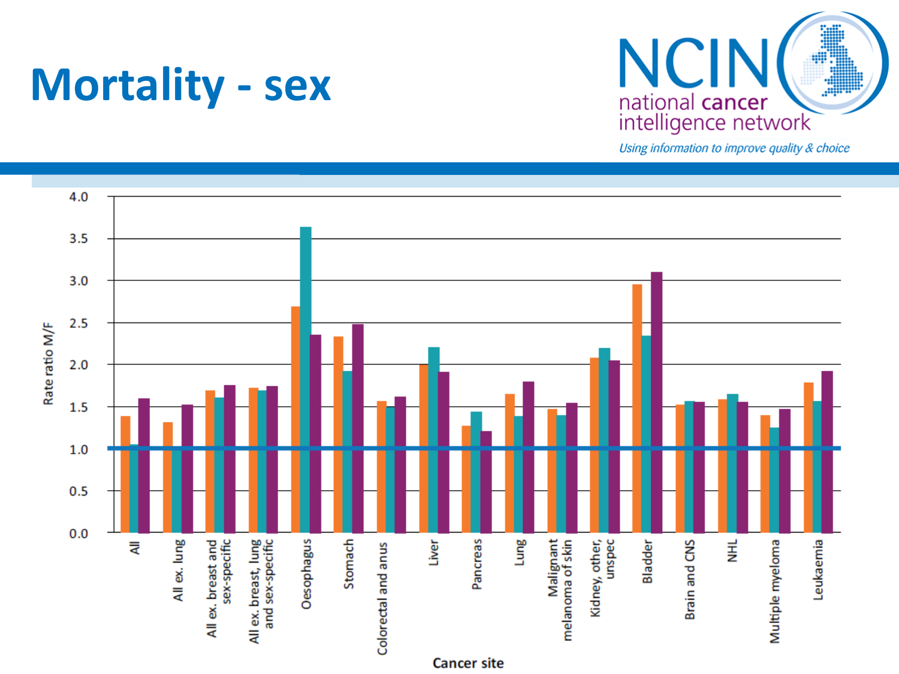# Mortality - sex

NCIN national cancer intelligence network

*Using information to improve quality & choice*

Rate ratio M/F

Cancer site

All, All ex. lung, All ex. breast and sex-specific, All ex. breast, lung and sex-specific, Oesophagus, Stomach, Colorectal and anus, Liver, Pancreas, Lung, Malignant melanoma of skin, Kidney, other, unspec, Bladder, Brain and CNS, NHL, Multiple myeloma, Leukaemia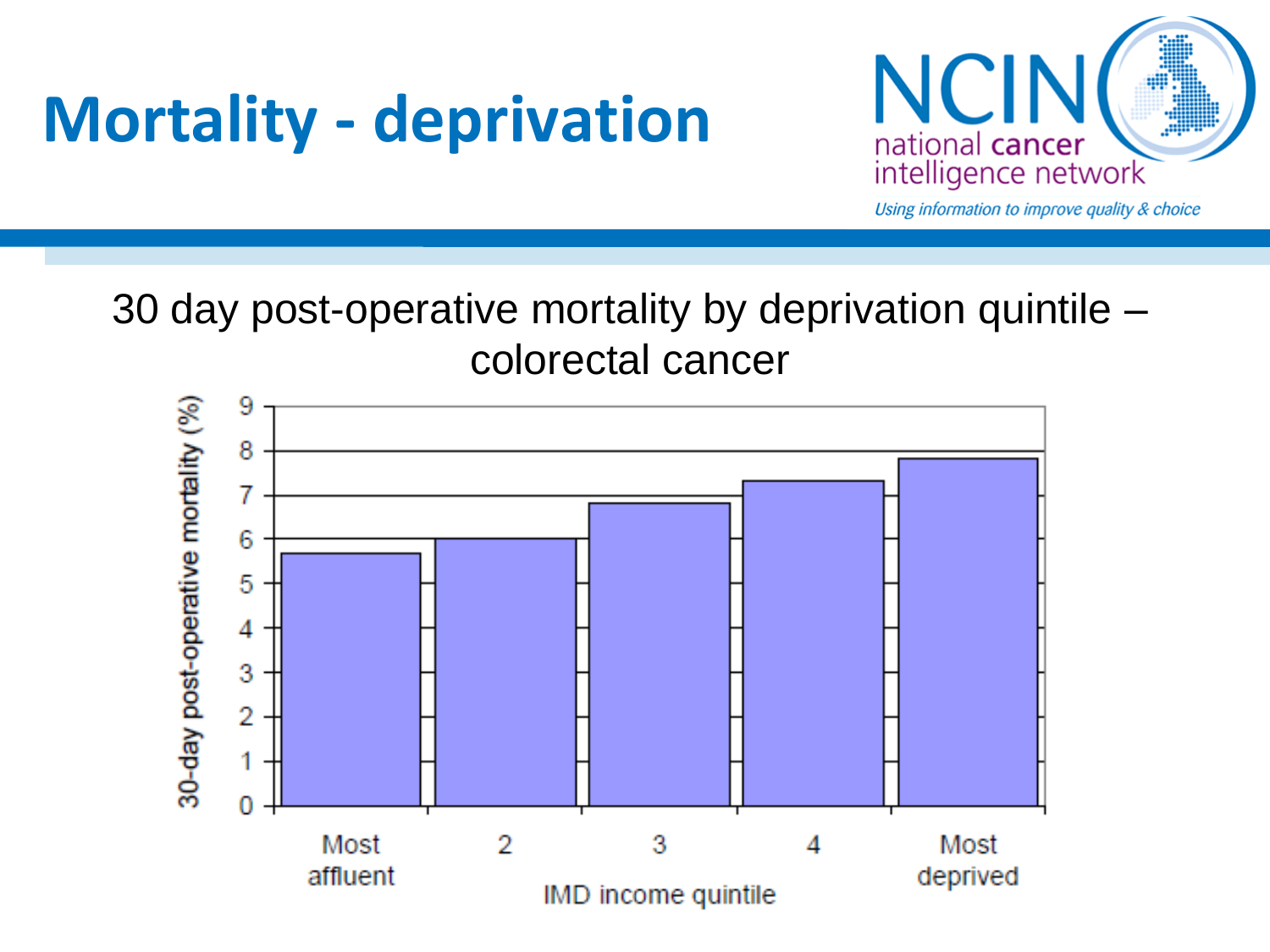# Mortality - deprivation

NCIN national cancer intelligence network

*Using information to improve quality & choice*

30 day post-operative mortality by deprivation quintile – colorectal cancer

30-day post-operative mortality (%)

| IMD income quintile | 30-day post-operative mortality (%) |
|---|---|
| Most affluent | ~5.7 |
| 2 | ~6.0 |
| 3 | ~6.8 |
| 4 | ~7.3 |
| Most deprived | ~7.8 |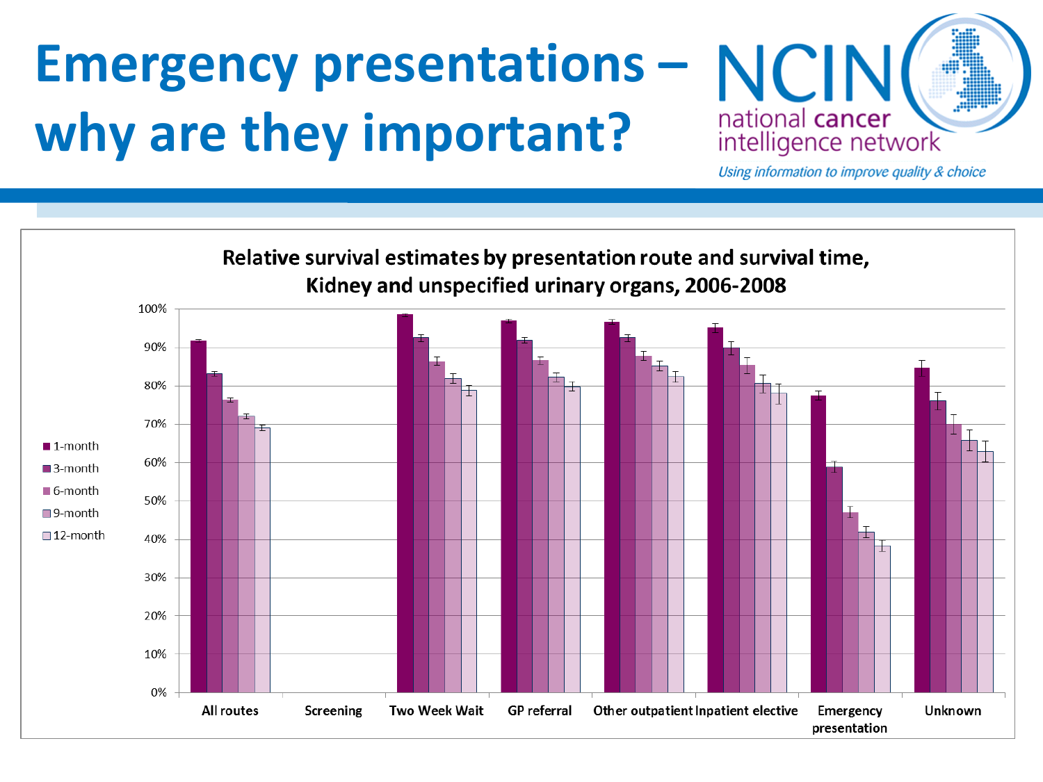# Emergency presentations – why are they important?

NCIN national cancer intelligence network

*Using information to improve quality & choice*

**Relative survival estimates by presentation route and survival time, Kidney and unspecified urinary organs, 2006-2008**

| Route | 1-month | 3-month | 6-month | 9-month | 12-month |
| --- | --- | --- | --- | --- | --- |
| All routes | 92% | 83% | 76% | 72% | 69% |
| Screening | | | | | |
| Two Week Wait | 99% | 93% | 86% | 82% | 79% |
| GP referral | 97% | 92% | 87% | 82% | 80% |
| Other outpatient | 97% | 93% | 88% | 85% | 83% |
| Inpatient elective | 95% | 90% | 85% | 81% | 78% |
| Emergency presentation | 77% | 59% | 47% | 42% | 38% |
| Unknown | 85% | 76% | 70% | 66% | 63% |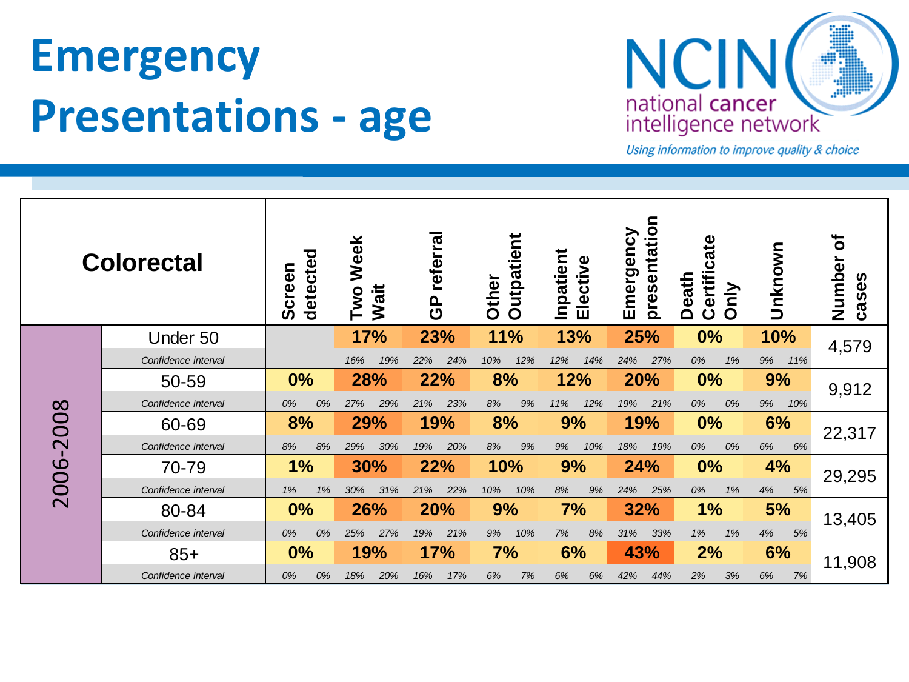# Emergency Presentations - age

NCIN national cancer intelligence network

*Using information to improve quality & choice*

| Colorectal | | Screen detected | Two Week Wait | GP referral | Other Outpatient | Inpatient Elective | Emergency presentation | Death Certificate Only | Unknown | Number of cases |
|---|---|---|---|---|---|---|---|---|---|---|
| 2006-2008 | Under 50 | | 17% | 23% | 11% | 13% | 25% | 0% | 10% | 4,579 |
| | *Confidence interval* | | *16% 19%* | *22% 24%* | *10% 12%* | *12% 14%* | *24% 27%* | *0% 1%* | *9% 11%* | |
| | 50-59 | 0% | 28% | 22% | 8% | 12% | 20% | 0% | 9% | 9,912 |
| | *Confidence interval* | *0% 0%* | *27% 29%* | *21% 23%* | *8% 9%* | *11% 12%* | *19% 21%* | *0% 0%* | *9% 10%* | |
| | 60-69 | 8% | 29% | 19% | 8% | 9% | 19% | 0% | 6% | 22,317 |
| | *Confidence interval* | *8% 8%* | *29% 30%* | *19% 20%* | *8% 9%* | *9% 10%* | *18% 19%* | *0% 0%* | *6% 6%* | |
| | 70-79 | 1% | 30% | 22% | 10% | 9% | 24% | 0% | 4% | 29,295 |
| | *Confidence interval* | *1% 1%* | *30% 31%* | *21% 22%* | *10% 10%* | *8% 9%* | *24% 25%* | *0% 1%* | *4% 5%* | |
| | 80-84 | 0% | 26% | 20% | 9% | 7% | 32% | 1% | 5% | 13,405 |
| | *Confidence interval* | *0% 0%* | *25% 27%* | *19% 21%* | *9% 10%* | *7% 8%* | *31% 33%* | *1% 1%* | *4% 5%* | |
| | 85+ | 0% | 19% | 17% | 7% | 6% | 43% | 2% | 6% | 11,908 |
| | *Confidence interval* | *0% 0%* | *18% 20%* | *16% 17%* | *6% 7%* | *6% 6%* | *42% 44%* | *2% 3%* | *6% 7%* | |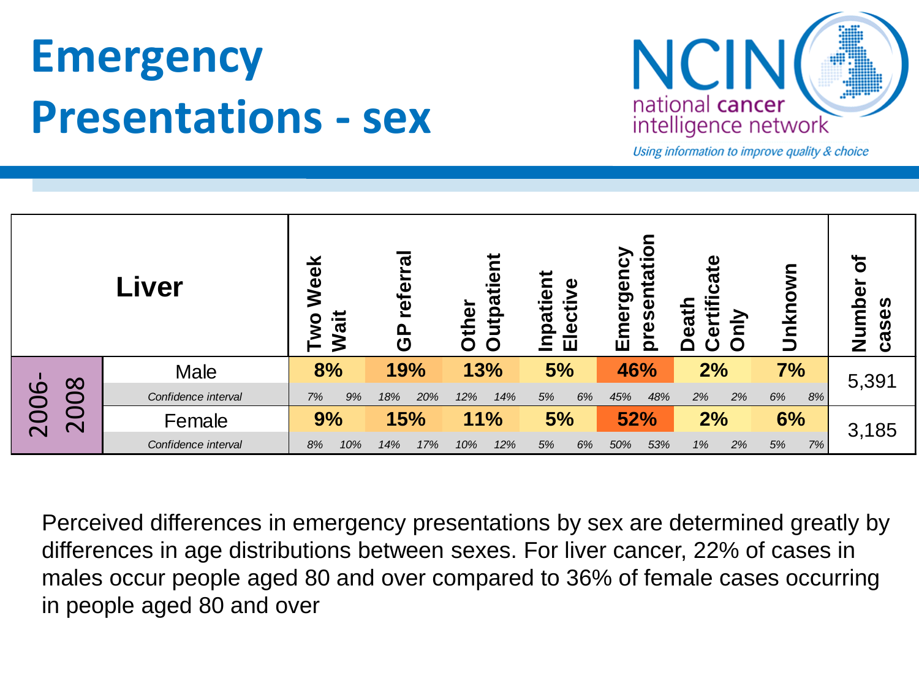# Emergency Presentations - sex

NCIN national cancer intelligence network

*Using information to improve quality & choice*

| Liver | | Two Week Wait | | GP referral | | Other Outpatient | | Inpatient Elective | | Emergency presentation | | Death Certificate Only | | Unknown | | Number of cases |
|---|---|---|---|---|---|---|---|---|---|---|---|---|---|---|---|---|
| 2006-2008 | Male | **8%** | | **19%** | | **13%** | | **5%** | | **46%** | | **2%** | | **7%** | | 5,391 |
| | *Confidence interval* | *7%* | *9%* | *18%* | *20%* | *12%* | *14%* | *5%* | *6%* | *45%* | *48%* | *2%* | *2%* | *6%* | *8%* | |
| | Female | **9%** | | **15%** | | **11%** | | **5%** | | **52%** | | **2%** | | **6%** | | 3,185 |
| | *Confidence interval* | *8%* | *10%* | *14%* | *17%* | *10%* | *12%* | *5%* | *6%* | *50%* | *53%* | *1%* | *2%* | *5%* | *7%* | |

Perceived differences in emergency presentations by sex are determined greatly by differences in age distributions between sexes. For liver cancer, 22% of cases in males occur people aged 80 and over compared to 36% of female cases occurring in people aged 80 and over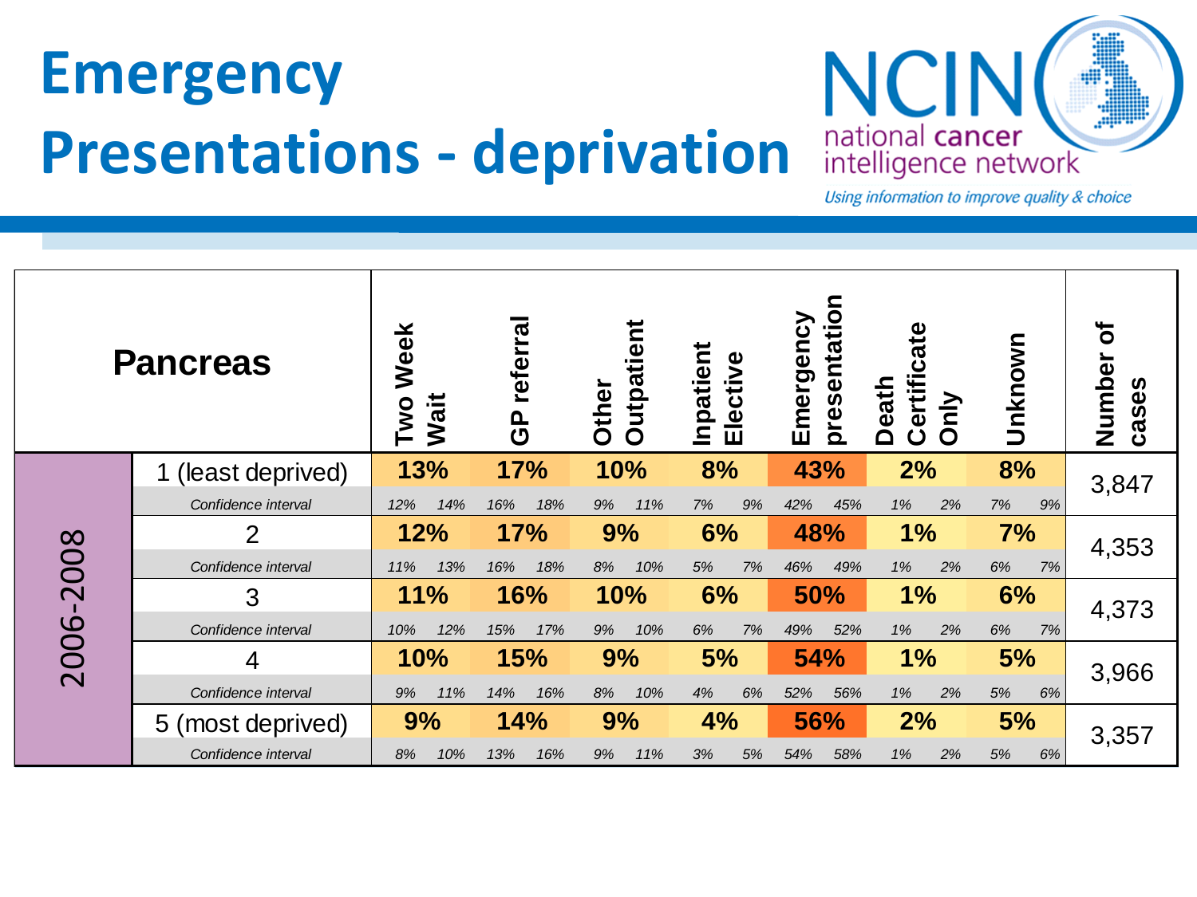# Emergency Presentations - deprivation

national cancer intelligence network

*Using information to improve quality & choice*

| Pancreas | | Two Week Wait | | GP referral | | Other Outpatient | | Inpatient Elective | | Emergency presentation | | Death Certificate Only | | Unknown | | Number of cases |
|---|---|---|---|---|---|---|---|---|---|---|---|---|---|---|---|---|
| 2006-2008 | 1 (least deprived) | **13%** | | **17%** | | **10%** | | **8%** | | **43%** | | **2%** | | **8%** | | 3,847 |
| | *Confidence interval* | *12%* | *14%* | *16%* | *18%* | *9%* | *11%* | *7%* | *9%* | *42%* | *45%* | *1%* | *2%* | *7%* | *9%* | |
| | 2 | **12%** | | **17%** | | **9%** | | **6%** | | **48%** | | **1%** | | **7%** | | 4,353 |
| | *Confidence interval* | *11%* | *13%* | *16%* | *18%* | *8%* | *10%* | *5%* | *7%* | *46%* | *49%* | *1%* | *2%* | *6%* | *7%* | |
| | 3 | **11%** | | **16%** | | **10%** | | **6%** | | **50%** | | **1%** | | **6%** | | 4,373 |
| | *Confidence interval* | *10%* | *12%* | *15%* | *17%* | *9%* | *10%* | *6%* | *7%* | *49%* | *52%* | *1%* | *2%* | *6%* | *7%* | |
| | 4 | **10%** | | **15%** | | **9%** | | **5%** | | **54%** | | **1%** | | **5%** | | 3,966 |
| | *Confidence interval* | *9%* | *11%* | *14%* | *16%* | *8%* | *10%* | *4%* | *6%* | *52%* | *56%* | *1%* | *2%* | *5%* | *6%* | |
| | 5 (most deprived) | **9%** | | **14%** | | **9%** | | **4%** | | **56%** | | **2%** | | **5%** | | 3,357 |
| | *Confidence interval* | *8%* | *10%* | *13%* | *16%* | *9%* | *11%* | *3%* | *5%* | *54%* | *58%* | *1%* | *2%* | *5%* | *6%* | |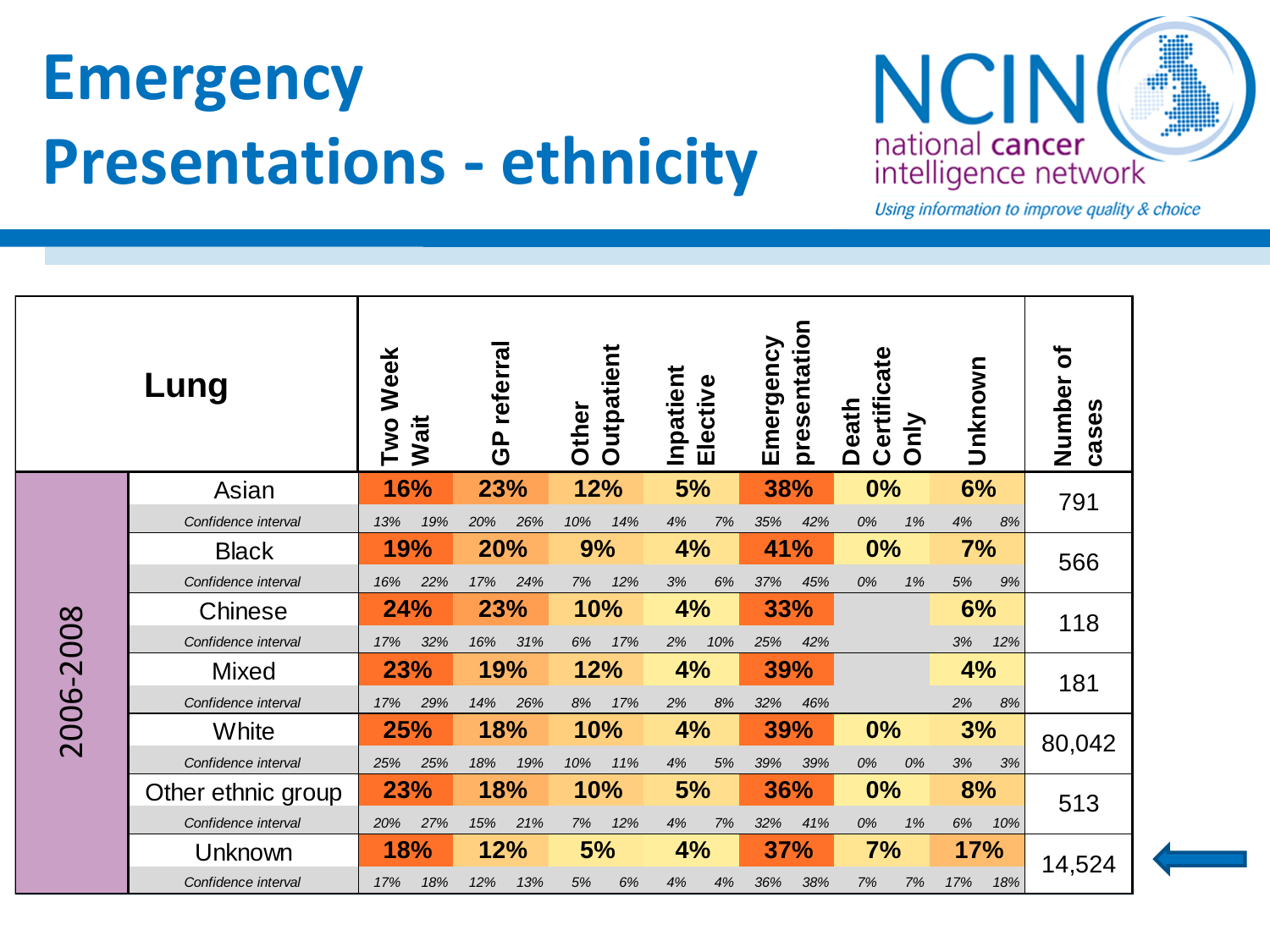# Emergency Presentations - ethnicity

national cancer intelligence network

*Using information to improve quality & choice*

| | Lung | Two Week Wait | | GP referral | | Other Outpatient | | Inpatient Elective | | Emergency presentation | | Death Certificate Only | | Unknown | | Number of cases |
|---|---|---|---|---|---|---|---|---|---|---|---|---|---|---|---|---|
| 2006-2008 | Asian | **16%** | | **23%** | | **12%** | | **5%** | | **38%** | | **0%** | | **6%** | | 791 |
| | *Confidence interval* | *13%* | *19%* | *20%* | *26%* | *10%* | *14%* | *4%* | *7%* | *35%* | *42%* | *0%* | *1%* | *4%* | *8%* | |
| | Black | **19%** | | **20%** | | **9%** | | **4%** | | **41%** | | **0%** | | **7%** | | 566 |
| | *Confidence interval* | *16%* | *22%* | *17%* | *24%* | *7%* | *12%* | *3%* | *6%* | *37%* | *45%* | *0%* | *1%* | *5%* | *9%* | |
| | Chinese | **24%** | | **23%** | | **10%** | | **4%** | | **33%** | | | | **6%** | | 118 |
| | *Confidence interval* | *17%* | *32%* | *16%* | *31%* | *6%* | *17%* | *2%* | *10%* | *25%* | *42%* | | | *3%* | *12%* | |
| | Mixed | **23%** | | **19%** | | **12%** | | **4%** | | **39%** | | | | **4%** | | 181 |
| | *Confidence interval* | *17%* | *29%* | *14%* | *26%* | *8%* | *17%* | *2%* | *8%* | *32%* | *46%* | | | *2%* | *8%* | |
| | White | **25%** | | **18%** | | **10%** | | **4%** | | **39%** | | **0%** | | **3%** | | 80,042 |
| | *Confidence interval* | *25%* | *25%* | *18%* | *19%* | *10%* | *11%* | *4%* | *5%* | *39%* | *39%* | *0%* | *0%* | *3%* | *3%* | |
| | Other ethnic group | **23%** | | **18%** | | **10%** | | **5%** | | **36%** | | **0%** | | **8%** | | 513 |
| | *Confidence interval* | *20%* | *27%* | *15%* | *21%* | *7%* | *12%* | *4%* | *7%* | *32%* | *41%* | *0%* | *1%* | *6%* | *10%* | |
| | Unknown | **18%** | | **12%** | | **5%** | | **4%** | | **37%** | | **7%** | | **17%** | | 14,524 |
| | *Confidence interval* | *17%* | *18%* | *12%* | *13%* | *5%* | *6%* | *4%* | *4%* | *36%* | *38%* | *7%* | *7%* | *17%* | *18%* | |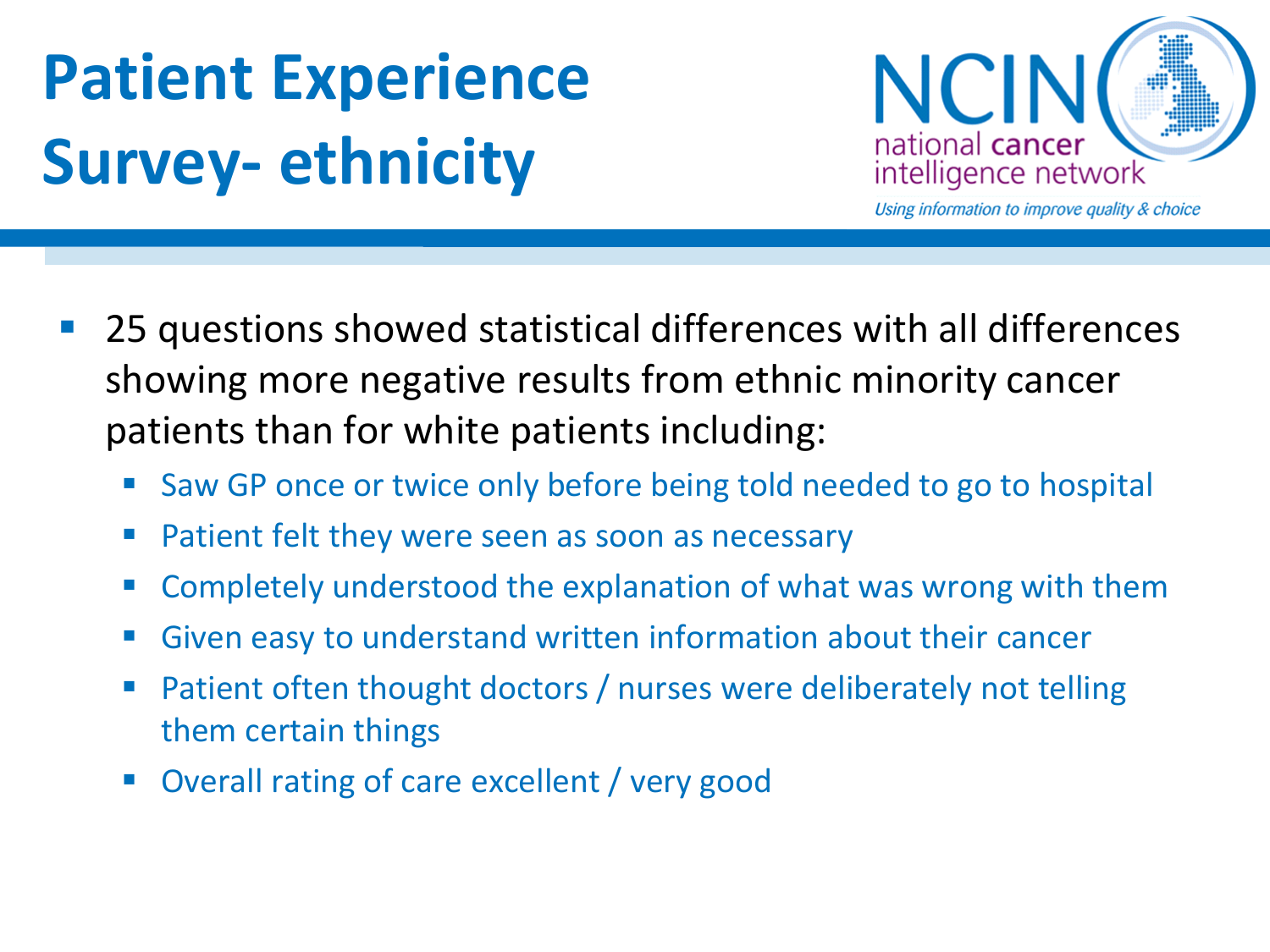# Patient Experience Survey- ethnicity

- 25 questions showed statistical differences with all differences showing more negative results from ethnic minority cancer patients than for white patients including:
  - Saw GP once or twice only before being told needed to go to hospital
  - Patient felt they were seen as soon as necessary
  - Completely understood the explanation of what was wrong with them
  - Given easy to understand written information about their cancer
  - Patient often thought doctors / nurses were deliberately not telling them certain things
  - Overall rating of care excellent / very good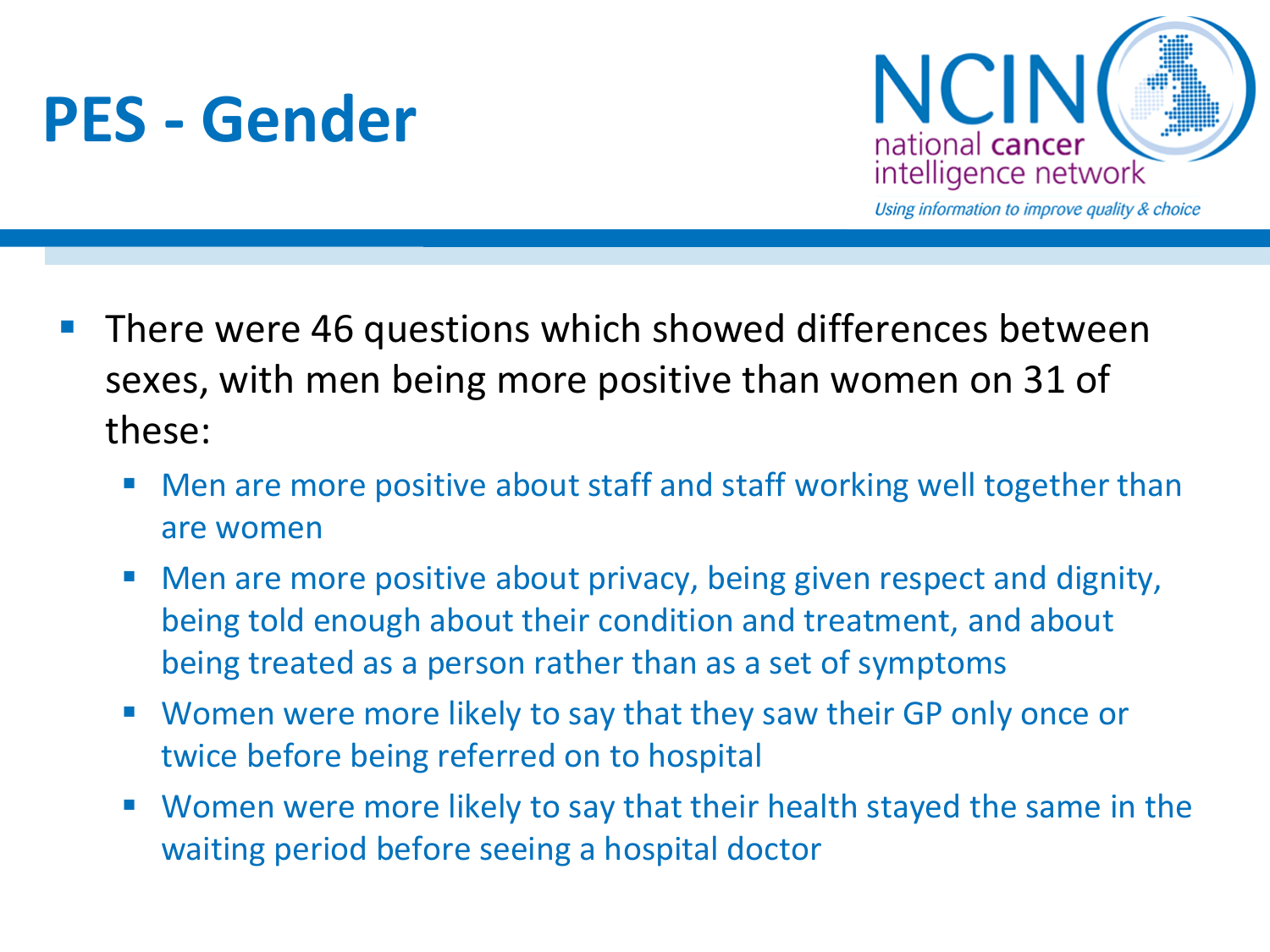# PES - Gender

- There were 46 questions which showed differences between sexes, with men being more positive than women on 31 of these:
  - Men are more positive about staff and staff working well together than are women
  - Men are more positive about privacy, being given respect and dignity, being told enough about their condition and treatment, and about being treated as a person rather than as a set of symptoms
  - Women were more likely to say that they saw their GP only once or twice before being referred on to hospital
  - Women were more likely to say that their health stayed the same in the waiting period before seeing a hospital doctor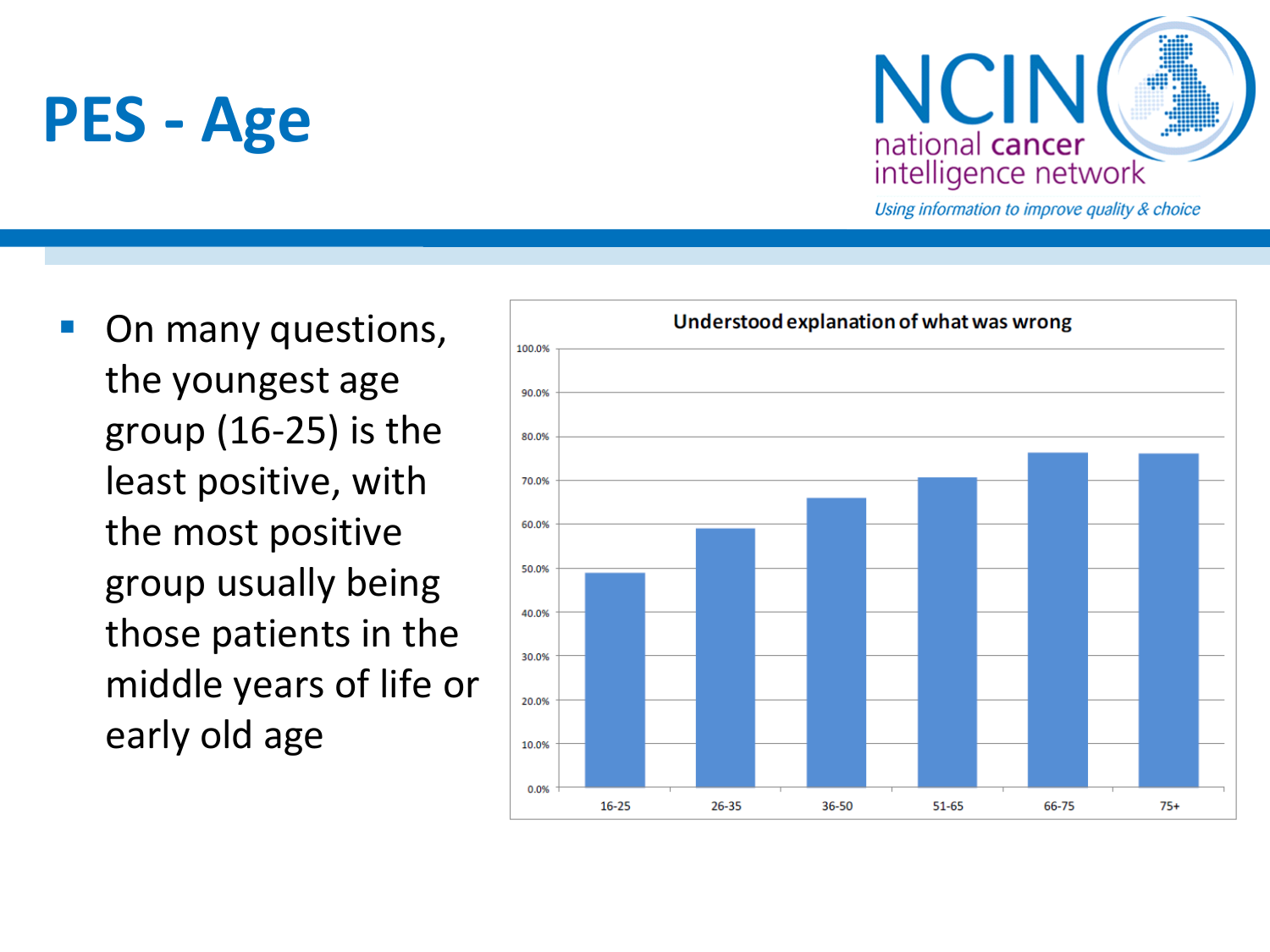# PES - Age

- On many questions, the youngest age group (16-25) is the least positive, with the most positive group usually being those patients in the middle years of life or early old age

**Understood explanation of what was wrong**

| Age group | Value |
|---|---|
| 16-25 | ~49% |
| 26-35 | ~59% |
| 36-50 | ~66% |
| 51-65 | ~70.5% |
| 66-75 | ~76% |
| 75+ | ~76% |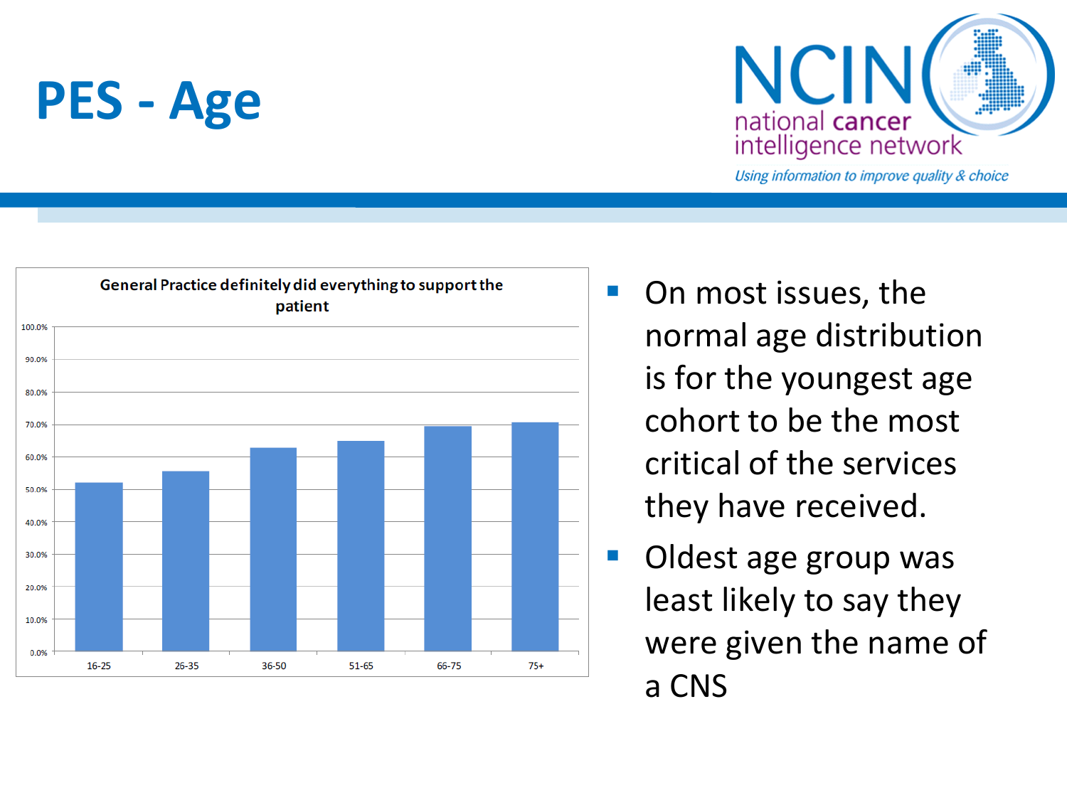# PES - Age

national cancer intelligence network

*Using information to improve quality & choice*

**General Practice definitely did everything to support the patient**

| Age group | Percentage (approx.) |
| --- | --- |
| 16-25 | 52% |
| 26-35 | 55.5% |
| 36-50 | 63% |
| 51-65 | 65% |
| 66-75 | 69.5% |
| 75+ | 70.5% |

- On most issues, the normal age distribution is for the youngest age cohort to be the most critical of the services they have received.
- Oldest age group was least likely to say they were given the name of a CNS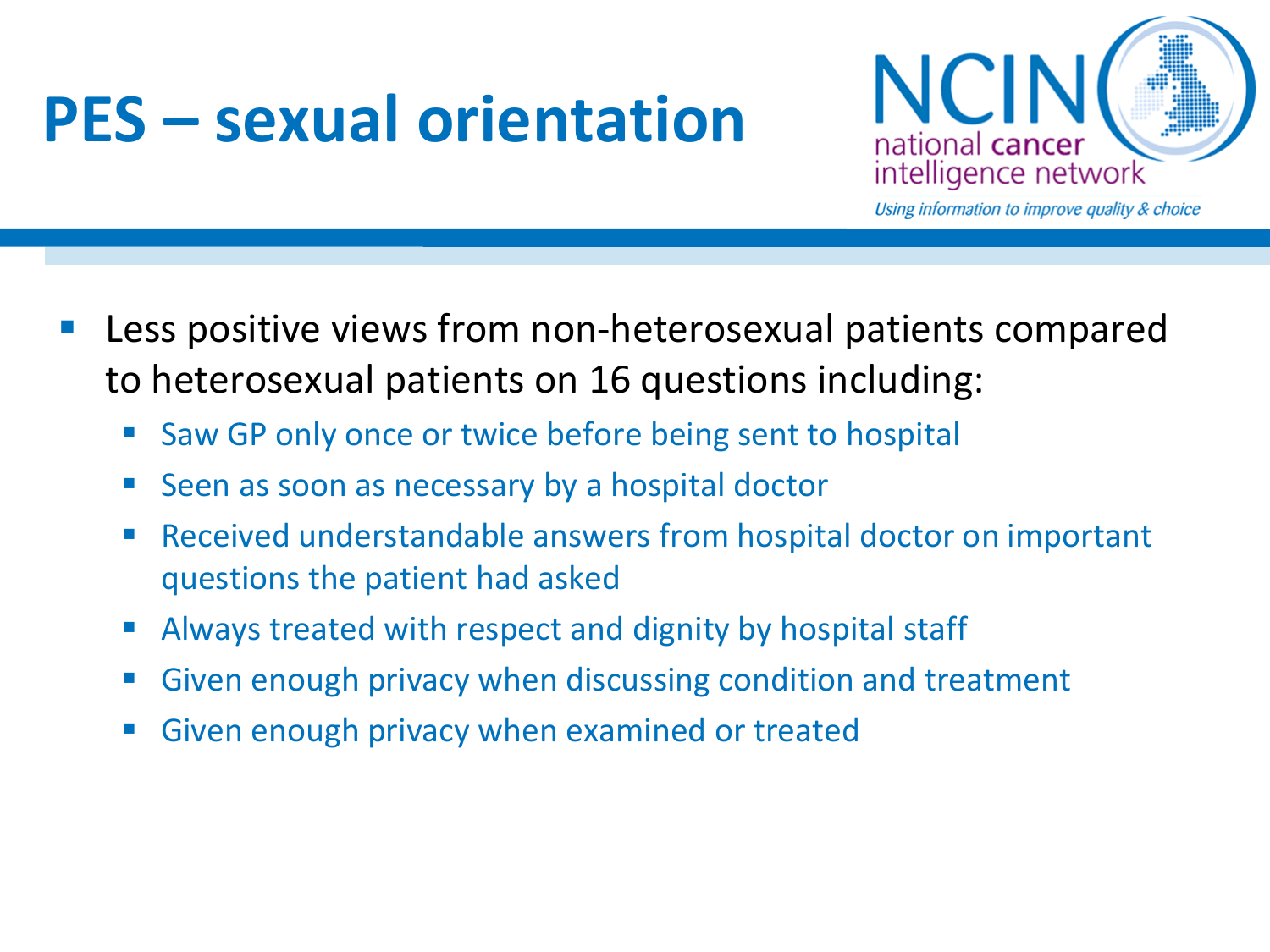# PES – sexual orientation

NCIN national cancer intelligence network

*Using information to improve quality & choice*

- Less positive views from non-heterosexual patients compared to heterosexual patients on 16 questions including:
  - Saw GP only once or twice before being sent to hospital
  - Seen as soon as necessary by a hospital doctor
  - Received understandable answers from hospital doctor on important questions the patient had asked
  - Always treated with respect and dignity by hospital staff
  - Given enough privacy when discussing condition and treatment
  - Given enough privacy when examined or treated